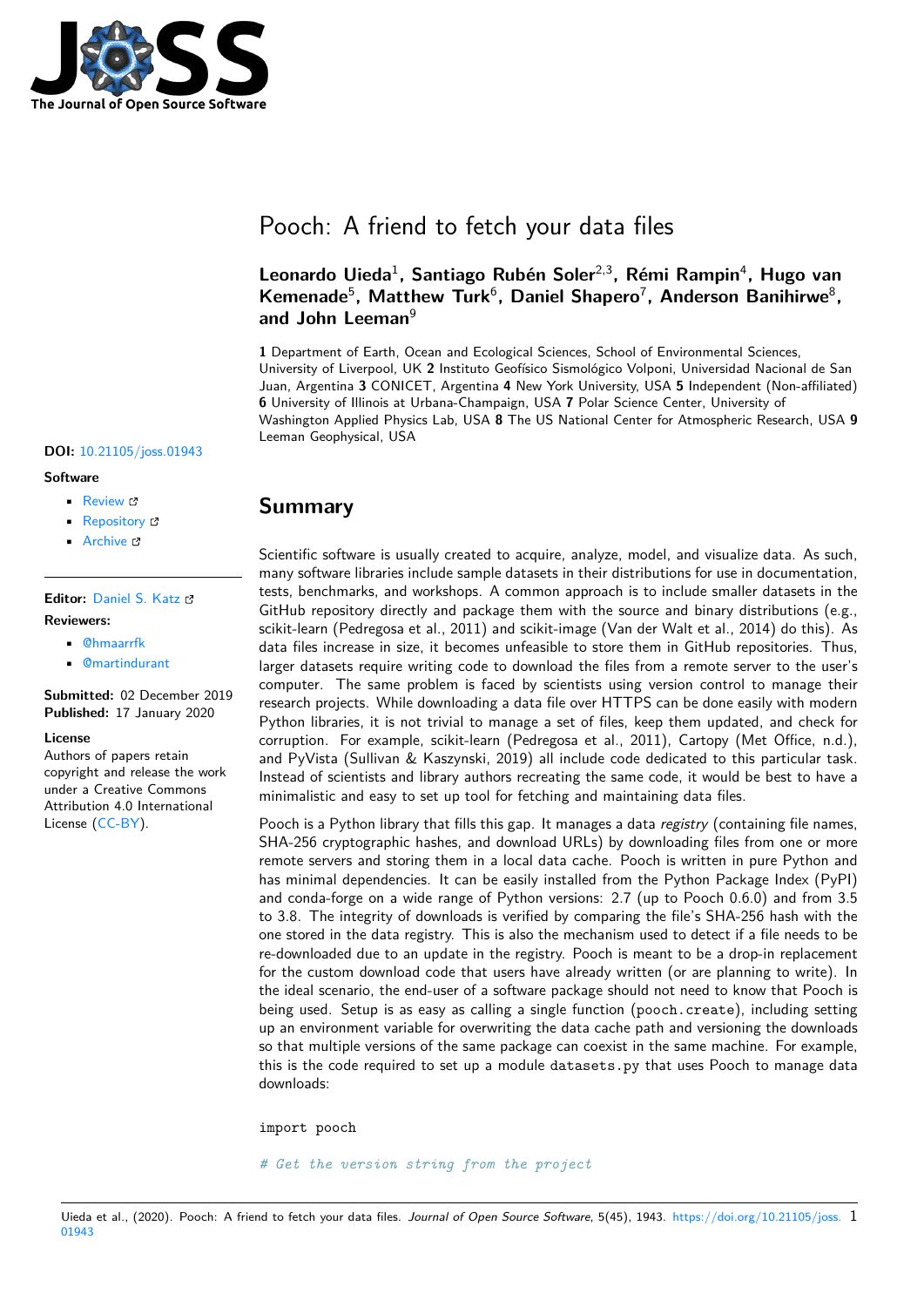# Pooch: A friend to fetch your data files

**Leonardo Uieda**[1], **Santiago Rubén Soler**[2,3], **Rémi Rampin**[4], **Hugo van Kemenade**[5], **Matthew Turk**[6], **Daniel Shapero**[7], **Anderson Banihirwe**[8], **and John Leeman**[9]

**1** Department of Earth, Ocean and Ecological Sciences, School of Environmental Sciences, University of Liverpool, UK **2** Instituto Geofísico Sismológico Volponi, Universidad Nacional de San Juan, Argentina **3** CONICET, Argentina **4** New York University, USA **5** Independent (Non-affiliated) **6** University of Illinois at Urbana-Champaign, USA **7** Polar Science Center, University of Washington Applied Physics Lab, USA **8** The US National Center for Atmospheric Research, USA **9** Leeman Geophysical, USA

**DOI:** 10.21105/joss.01943

**Software**

- Review
- Repository
- Archive

**Editor:** Daniel S. Katz

**Reviewers:**

- @hmaarrfk
- @martindurant

**Submitted:** 02 December 2019
**Published:** 17 January 2020

**License**
Authors of papers retain copyright and release the work under a Creative Commons Attribution 4.0 International License (CC-BY).

## Summary

Scientific software is usually created to acquire, analyze, model, and visualize data. As such, many software libraries include sample datasets in their distributions for use in documentation, tests, benchmarks, and workshops. A common approach is to include smaller datasets in the GitHub repository directly and package them with the source and binary distributions (e.g., scikit-learn (Pedregosa et al., 2011) and scikit-image (Van der Walt et al., 2014) do this). As data files increase in size, it becomes unfeasible to store them in GitHub repositories. Thus, larger datasets require writing code to download the files from a remote server to the user's computer. The same problem is faced by scientists using version control to manage their research projects. While downloading a data file over HTTPS can be done easily with modern Python libraries, it is not trivial to manage a set of files, keep them updated, and check for corruption. For example, scikit-learn (Pedregosa et al., 2011), Cartopy (Met Office, n.d.), and PyVista (Sullivan & Kaszynski, 2019) all include code dedicated to this particular task. Instead of scientists and library authors recreating the same code, it would be best to have a minimalistic and easy to set up tool for fetching and maintaining data files.

Pooch is a Python library that fills this gap. It manages a data *registry* (containing file names, SHA-256 cryptographic hashes, and download URLs) by downloading files from one or more remote servers and storing them in a local data cache. Pooch is written in pure Python and has minimal dependencies. It can be easily installed from the Python Package Index (PyPI) and conda-forge on a wide range of Python versions: 2.7 (up to Pooch 0.6.0) and from 3.5 to 3.8. The integrity of downloads is verified by comparing the file's SHA-256 hash with the one stored in the data registry. This is also the mechanism used to detect if a file needs to be re-downloaded due to an update in the registry. Pooch is meant to be a drop-in replacement for the custom download code that users have already written (or are planning to write). In the ideal scenario, the end-user of a software package should not need to know that Pooch is being used. Setup is as easy as calling a single function (`pooch.create`), including setting up an environment variable for overwriting the data cache path and versioning the downloads so that multiple versions of the same package can coexist in the same machine. For example, this is the code required to set up a module `datasets.py` that uses Pooch to manage data downloads:

```
import pooch

# Get the version string from the project
```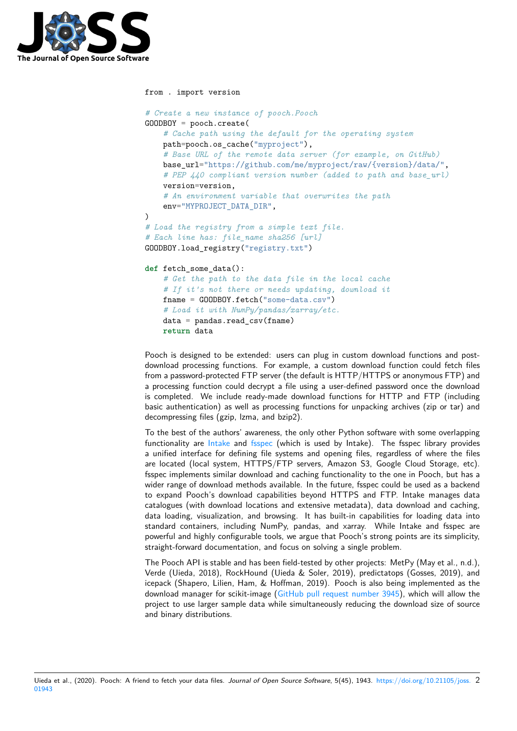```python
from . import version

# Create a new instance of pooch.Pooch
GOODBOY = pooch.create(
    # Cache path using the default for the operating system
    path=pooch.os_cache("myproject"),
    # Base URL of the remote data server (for example, on GitHub)
    base_url="https://github.com/me/myproject/raw/{version}/data/",
    # PEP 440 compliant version number (added to path and base_url)
    version=version,
    # An environment variable that overwrites the path
    env="MYPROJECT_DATA_DIR",
)
# Load the registry from a simple text file.
# Each line has: file_name sha256 [url]
GOODBOY.load_registry("registry.txt")

def fetch_some_data():
    # Get the path to the data file in the local cache
    # If it's not there or needs updating, download it
    fname = GOODBOY.fetch("some-data.csv")
    # Load it with NumPy/pandas/xarray/etc.
    data = pandas.read_csv(fname)
    return data
```

Pooch is designed to be extended: users can plug in custom download functions and post-download processing functions. For example, a custom download function could fetch files from a password-protected FTP server (the default is HTTP/HTTPS or anonymous FTP) and a processing function could decrypt a file using a user-defined password once the download is completed. We include ready-made download functions for HTTP and FTP (including basic authentication) as well as processing functions for unpacking archives (zip or tar) and decompressing files (gzip, lzma, and bzip2).

To the best of the authors' awareness, the only other Python software with some overlapping functionality are Intake and fsspec (which is used by Intake). The fsspec library provides a unified interface for defining file systems and opening files, regardless of where the files are located (local system, HTTPS/FTP servers, Amazon S3, Google Cloud Storage, etc). fsspec implements similar download and caching functionality to the one in Pooch, but has a wider range of download methods available. In the future, fsspec could be used as a backend to expand Pooch's download capabilities beyond HTTPS and FTP. Intake manages data catalogues (with download locations and extensive metadata), data download and caching, data loading, visualization, and browsing. It has built-in capabilities for loading data into standard containers, including NumPy, pandas, and xarray. While Intake and fsspec are powerful and highly configurable tools, we argue that Pooch's strong points are its simplicity, straight-forward documentation, and focus on solving a single problem.

The Pooch API is stable and has been field-tested by other projects: MetPy (May et al., n.d.), Verde (Uieda, 2018), RockHound (Uieda & Soler, 2019), predictatops (Gosses, 2019), and icepack (Shapero, Lilien, Ham, & Hoffman, 2019). Pooch is also being implemented as the download manager for scikit-image (GitHub pull request number 3945), which will allow the project to use larger sample data while simultaneously reducing the download size of source and binary distributions.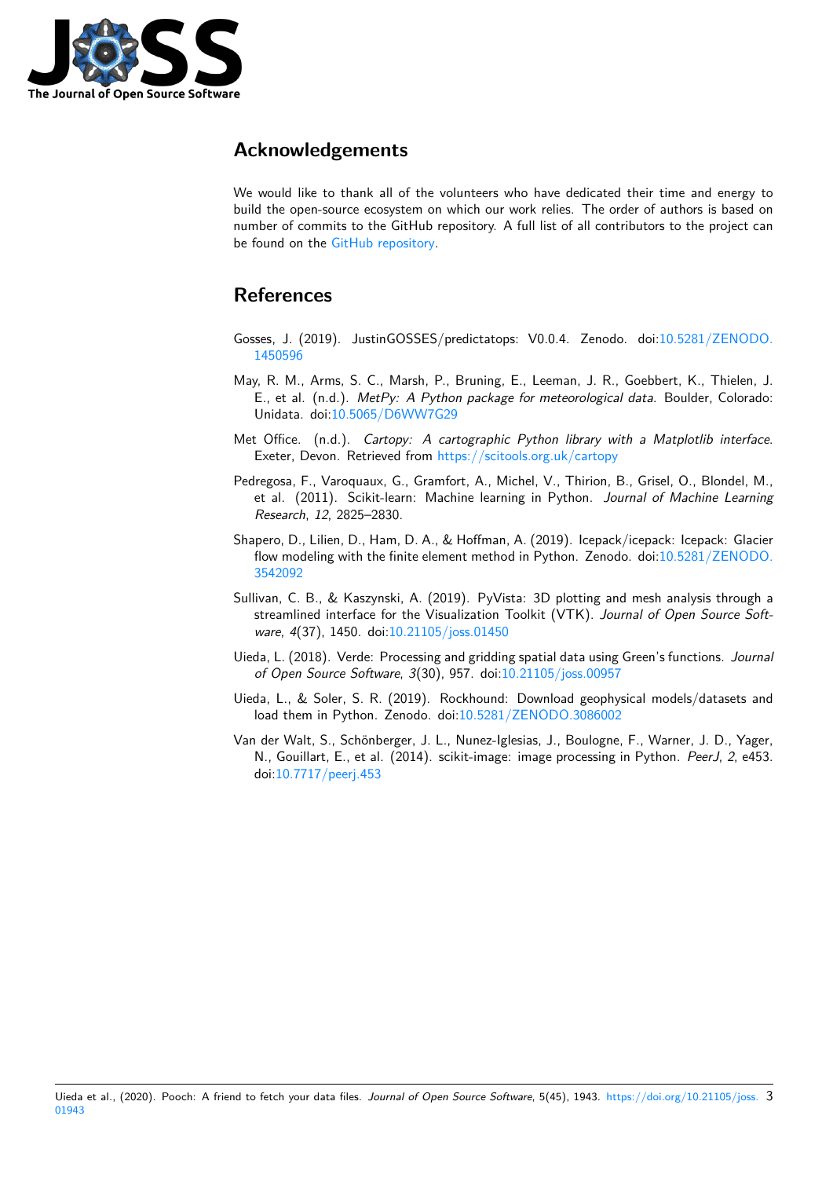## Acknowledgements

We would like to thank all of the volunteers who have dedicated their time and energy to build the open-source ecosystem on which our work relies. The order of authors is based on number of commits to the GitHub repository. A full list of all contributors to the project can be found on the GitHub repository.

## References

Gosses, J. (2019). JustinGOSSES/predictatops: V0.0.4. Zenodo. doi:10.5281/ZENODO.1450596

May, R. M., Arms, S. C., Marsh, P., Bruning, E., Leeman, J. R., Goebbert, K., Thielen, J. E., et al. (n.d.). *MetPy: A Python package for meteorological data*. Boulder, Colorado: Unidata. doi:10.5065/D6WW7G29

Met Office. (n.d.). *Cartopy: A cartographic Python library with a Matplotlib interface*. Exeter, Devon. Retrieved from https://scitools.org.uk/cartopy

Pedregosa, F., Varoquaux, G., Gramfort, A., Michel, V., Thirion, B., Grisel, O., Blondel, M., et al. (2011). Scikit-learn: Machine learning in Python. *Journal of Machine Learning Research*, *12*, 2825–2830.

Shapero, D., Lilien, D., Ham, D. A., & Hoffman, A. (2019). Icepack/icepack: Icepack: Glacier flow modeling with the finite element method in Python. Zenodo. doi:10.5281/ZENODO.3542092

Sullivan, C. B., & Kaszynski, A. (2019). PyVista: 3D plotting and mesh analysis through a streamlined interface for the Visualization Toolkit (VTK). *Journal of Open Source Software*, *4*(37), 1450. doi:10.21105/joss.01450

Uieda, L. (2018). Verde: Processing and gridding spatial data using Green's functions. *Journal of Open Source Software*, *3*(30), 957. doi:10.21105/joss.00957

Uieda, L., & Soler, S. R. (2019). Rockhound: Download geophysical models/datasets and load them in Python. Zenodo. doi:10.5281/ZENODO.3086002

Van der Walt, S., Schönberger, J. L., Nunez-Iglesias, J., Boulogne, F., Warner, J. D., Yager, N., Gouillart, E., et al. (2014). scikit-image: image processing in Python. *PeerJ*, *2*, e453. doi:10.7717/peerj.453